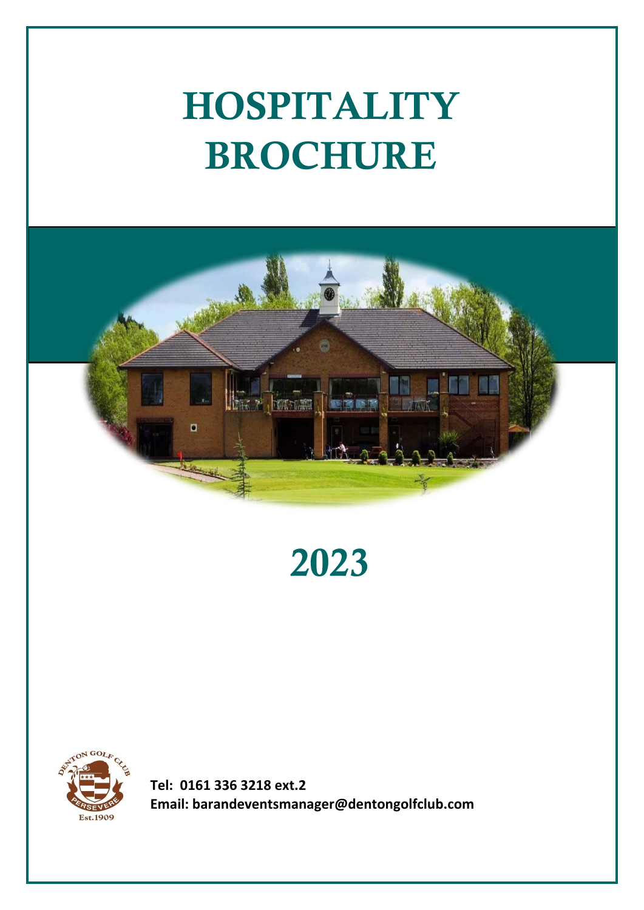# HOSPITALITY BROCHURE

# 2023

**Tel: 0161 336 3218 ext.2**
**Email: barandeventsmanager@dentongolfclub.com**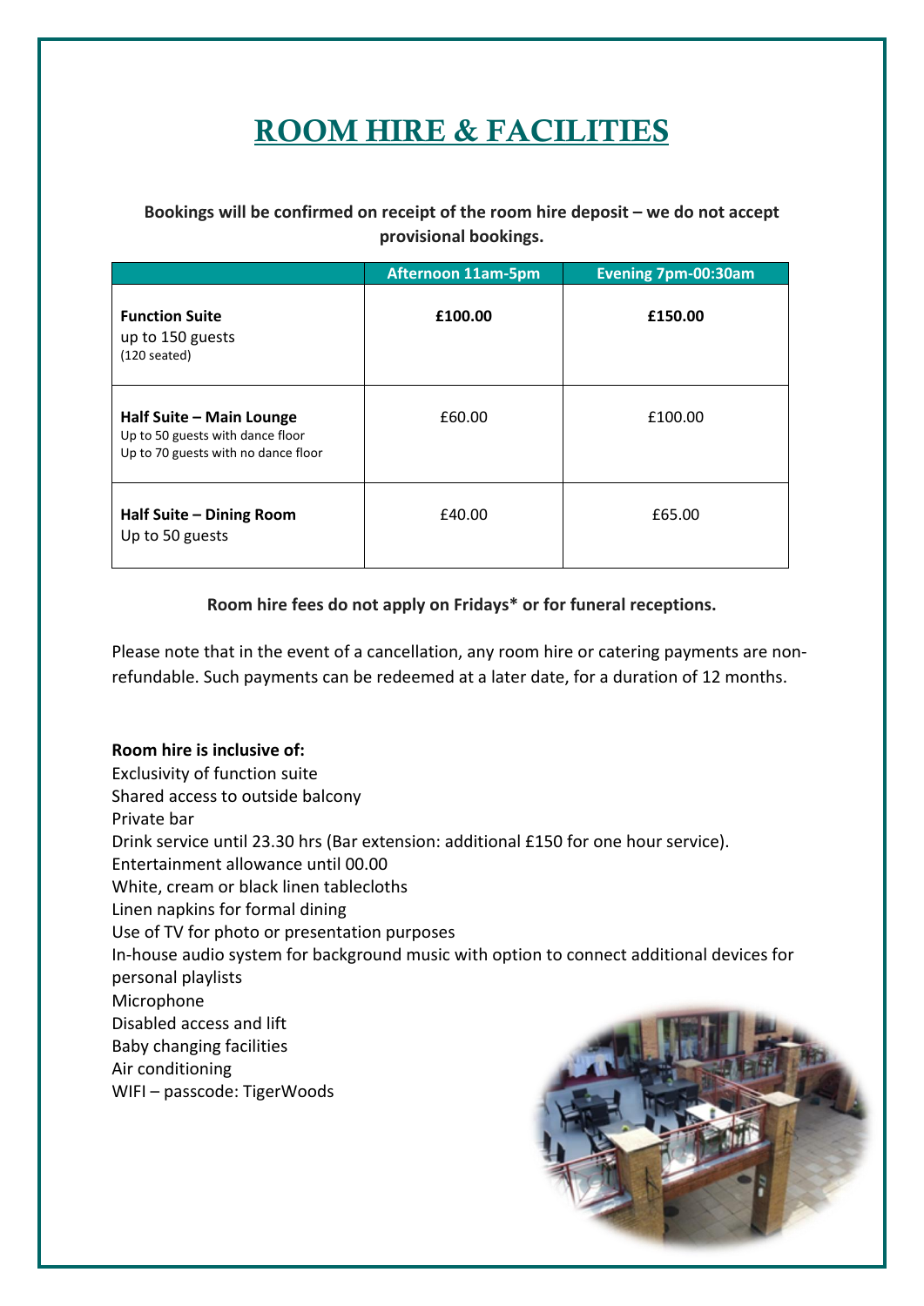# ROOM HIRE & FACILITIES

**Bookings will be confirmed on receipt of the room hire deposit – we do not accept provisional bookings.**

| | Afternoon 11am-5pm | Evening 7pm-00:30am |
|---|---|---|
| **Function Suite** up to 150 guests (120 seated) | **£100.00** | **£150.00** |
| **Half Suite – Main Lounge** Up to 50 guests with dance floor Up to 70 guests with no dance floor | £60.00 | £100.00 |
| **Half Suite – Dining Room** Up to 50 guests | £40.00 | £65.00 |

**Room hire fees do not apply on Fridays* or for funeral receptions.**

Please note that in the event of a cancellation, any room hire or catering payments are non-refundable. Such payments can be redeemed at a later date, for a duration of 12 months.

**Room hire is inclusive of:**
Exclusivity of function suite
Shared access to outside balcony
Private bar
Drink service until 23.30 hrs (Bar extension: additional £150 for one hour service).
Entertainment allowance until 00.00
White, cream or black linen tablecloths
Linen napkins for formal dining
Use of TV for photo or presentation purposes
In-house audio system for background music with option to connect additional devices for personal playlists
Microphone
Disabled access and lift
Baby changing facilities
Air conditioning
WIFI – passcode: TigerWoods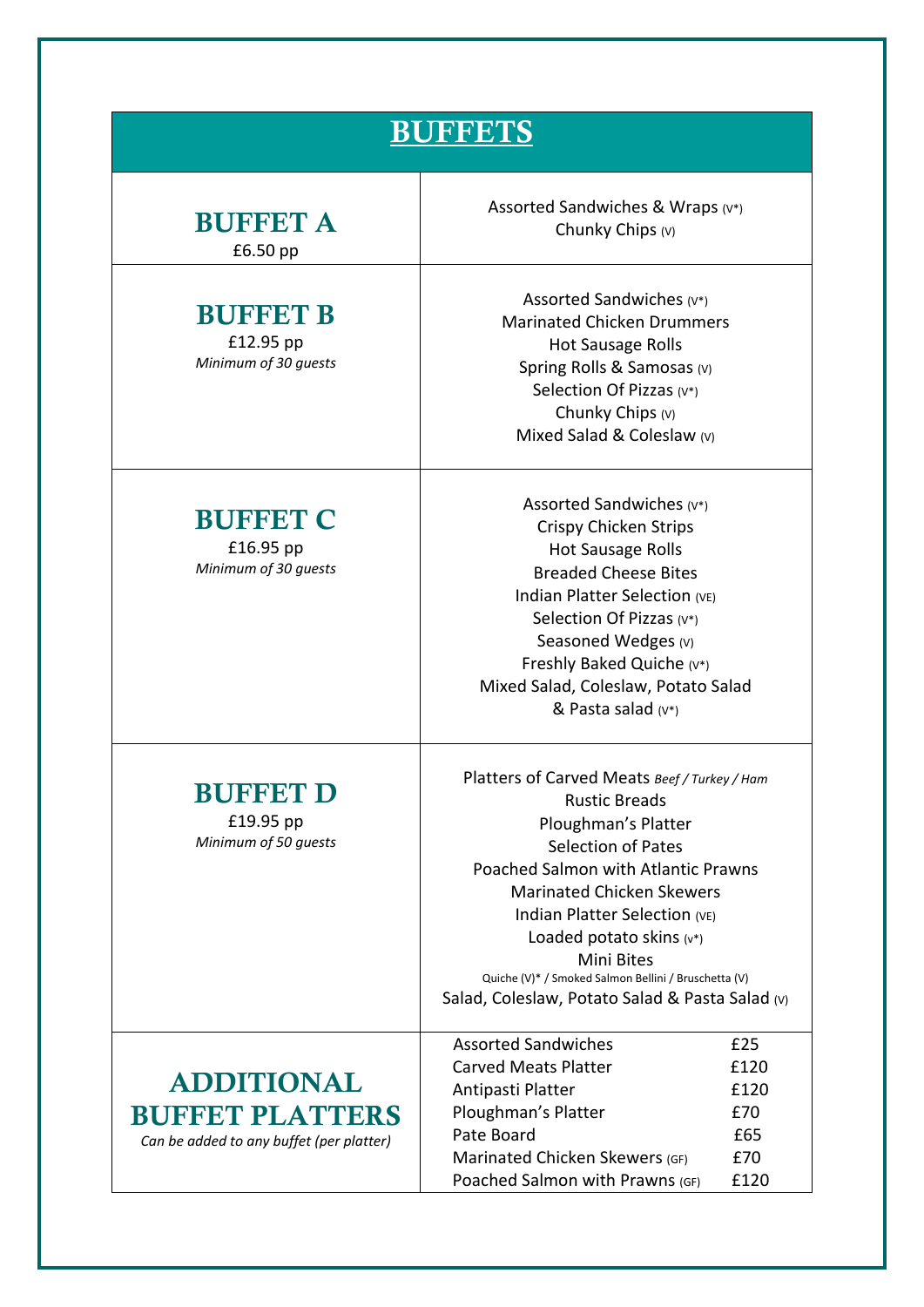# BUFFETS

## BUFFET A
£6.50 pp

Assorted Sandwiches & Wraps (V*)
Chunky Chips (V)

## BUFFET B
£12.95 pp
*Minimum of 30 guests*

Assorted Sandwiches (V*)
Marinated Chicken Drummers
Hot Sausage Rolls
Spring Rolls & Samosas (V)
Selection Of Pizzas (V*)
Chunky Chips (V)
Mixed Salad & Coleslaw (V)

## BUFFET C
£16.95 pp
*Minimum of 30 guests*

Assorted Sandwiches (V*)
Crispy Chicken Strips
Hot Sausage Rolls
Breaded Cheese Bites
Indian Platter Selection (VE)
Selection Of Pizzas (V*)
Seasoned Wedges (V)
Freshly Baked Quiche (V*)
Mixed Salad, Coleslaw, Potato Salad & Pasta salad (V*)

## BUFFET D
£19.95 pp
*Minimum of 50 guests*

Platters of Carved Meats *Beef / Turkey / Ham*
Rustic Breads
Ploughman's Platter
Selection of Pates
Poached Salmon with Atlantic Prawns
Marinated Chicken Skewers
Indian Platter Selection (VE)
Loaded potato skins (v*)
Mini Bites
Quiche (V)* / Smoked Salmon Bellini / Bruschetta (V)
Salad, Coleslaw, Potato Salad & Pasta Salad (V)

## ADDITIONAL BUFFET PLATTERS
*Can be added to any buffet (per platter)*

| Platter | Price |
|---|---|
| Assorted Sandwiches | £25 |
| Carved Meats Platter | £120 |
| Antipasti Platter | £120 |
| Ploughman's Platter | £70 |
| Pate Board | £65 |
| Marinated Chicken Skewers (GF) | £70 |
| Poached Salmon with Prawns (GF) | £120 |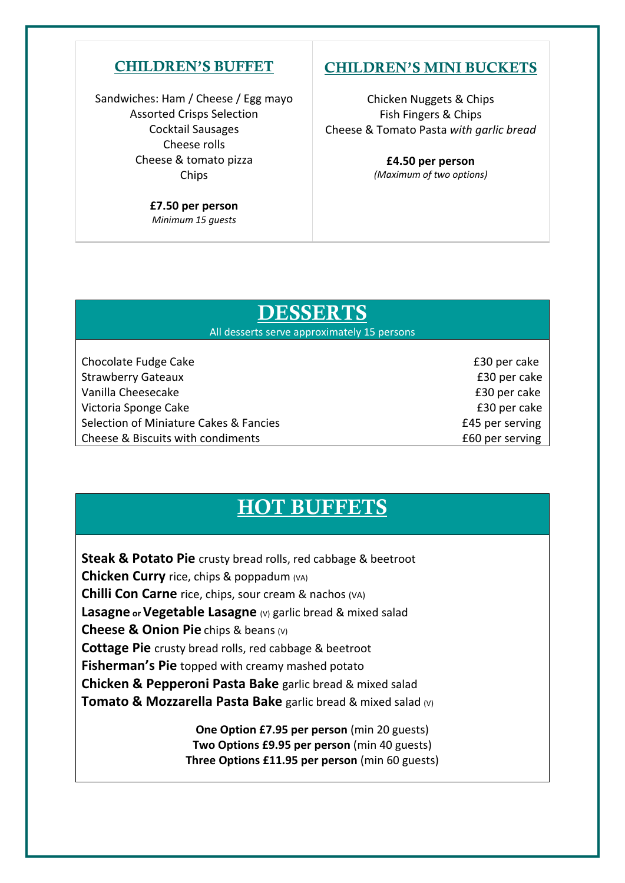## CHILDREN'S BUFFET

Sandwiches: Ham / Cheese / Egg mayo
Assorted Crisps Selection
Cocktail Sausages
Cheese rolls
Cheese & tomato pizza
Chips

**£7.50 per person**
*Minimum 15 guests*

## CHILDREN'S MINI BUCKETS

Chicken Nuggets & Chips
Fish Fingers & Chips
Cheese & Tomato Pasta *with garlic bread*

**£4.50 per person**
*(Maximum of two options)*

## DESSERTS

All desserts serve approximately 15 persons

| | |
|---|---|
| Chocolate Fudge Cake | £30 per cake |
| Strawberry Gateaux | £30 per cake |
| Vanilla Cheesecake | £30 per cake |
| Victoria Sponge Cake | £30 per cake |
| Selection of Miniature Cakes & Fancies | £45 per serving |
| Cheese & Biscuits with condiments | £60 per serving |

## HOT BUFFETS

**Steak & Potato Pie** crusty bread rolls, red cabbage & beetroot
**Chicken Curry** rice, chips & poppadum (VA)
**Chilli Con Carne** rice, chips, sour cream & nachos (VA)
**Lasagne** or **Vegetable Lasagne** (V) garlic bread & mixed salad
**Cheese & Onion Pie** chips & beans (V)
**Cottage Pie** crusty bread rolls, red cabbage & beetroot
**Fisherman's Pie** topped with creamy mashed potato
**Chicken & Pepperoni Pasta Bake** garlic bread & mixed salad
**Tomato & Mozzarella Pasta Bake** garlic bread & mixed salad (V)

**One Option £7.95 per person** (min 20 guests)
**Two Options £9.95 per person** (min 40 guests)
**Three Options £11.95 per person** (min 60 guests)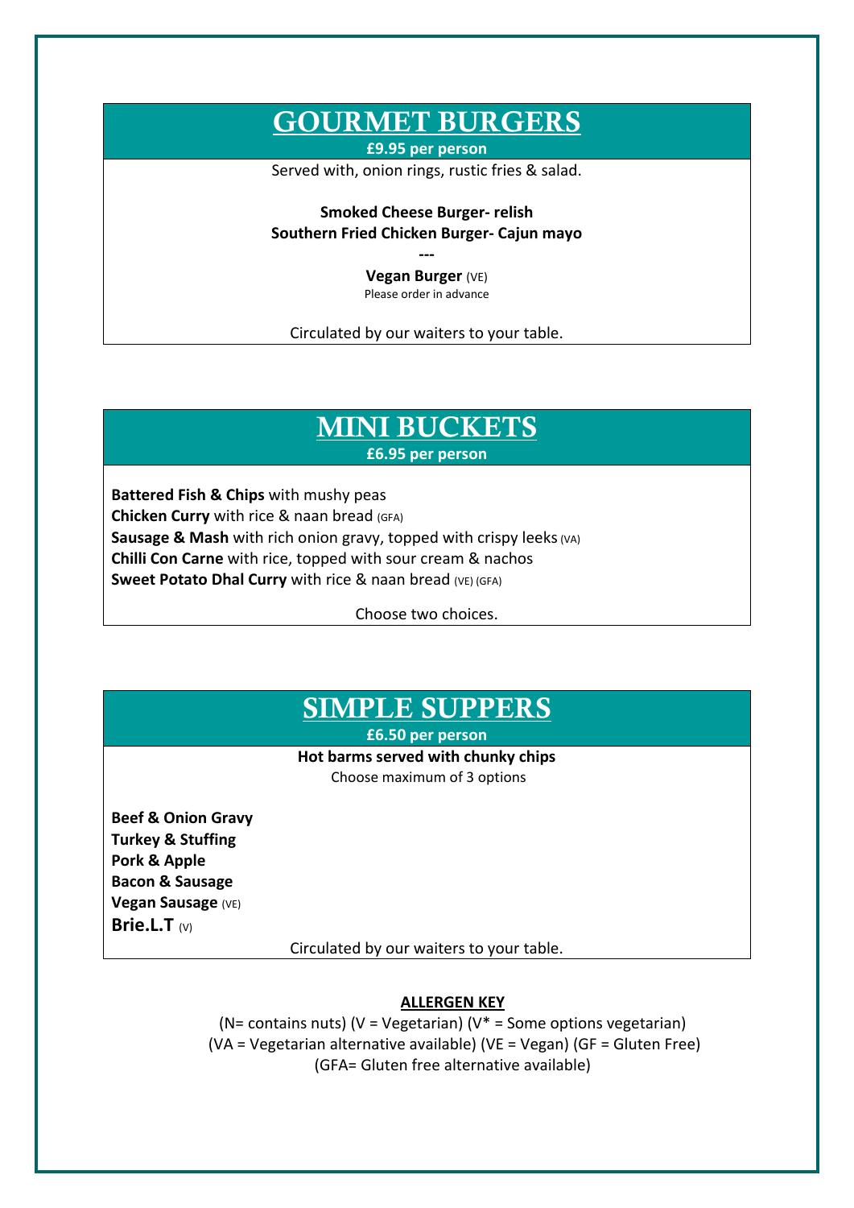# GOURMET BURGERS

**£9.95 per person**

Served with, onion rings, rustic fries & salad.

**Smoked Cheese Burger- relish**
**Southern Fried Chicken Burger- Cajun mayo**

---

**Vegan Burger** (VE)
Please order in advance

Circulated by our waiters to your table.

# MINI BUCKETS

**£6.95 per person**

**Battered Fish & Chips** with mushy peas
**Chicken Curry** with rice & naan bread (GFA)
**Sausage & Mash** with rich onion gravy, topped with crispy leeks (VA)
**Chilli Con Carne** with rice, topped with sour cream & nachos
**Sweet Potato Dhal Curry** with rice & naan bread (VE) (GFA)

Choose two choices.

# SIMPLE SUPPERS

**£6.50 per person**

**Hot barms served with chunky chips**
Choose maximum of 3 options

**Beef & Onion Gravy**
**Turkey & Stuffing**
**Pork & Apple**
**Bacon & Sausage**
**Vegan Sausage** (VE)
**Brie.L.T** (V)

Circulated by our waiters to your table.

**ALLERGEN KEY**

(N= contains nuts) (V = Vegetarian) (V* = Some options vegetarian)
(VA = Vegetarian alternative available) (VE = Vegan) (GF = Gluten Free)
(GFA= Gluten free alternative available)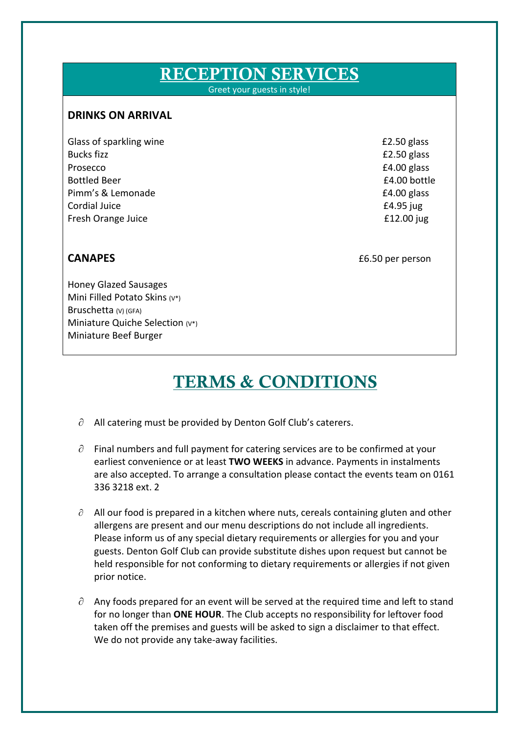# RECEPTION SERVICES

Greet your guests in style!

### DRINKS ON ARRIVAL

| | |
|---|---|
| Glass of sparkling wine | £2.50 glass |
| Bucks fizz | £2.50 glass |
| Prosecco | £4.00 glass |
| Bottled Beer | £4.00 bottle |
| Pimm's & Lemonade | £4.00 glass |
| Cordial Juice | £4.95 jug |
| Fresh Orange Juice | £12.00 jug |

### CANAPES — £6.50 per person

Honey Glazed Sausages
Mini Filled Potato Skins (V*)
Bruschetta (V) (GFA)
Miniature Quiche Selection (V*)
Miniature Beef Burger

# TERMS & CONDITIONS

- All catering must be provided by Denton Golf Club's caterers.

- Final numbers and full payment for catering services are to be confirmed at your earliest convenience or at least **TWO WEEKS** in advance. Payments in instalments are also accepted. To arrange a consultation please contact the events team on 0161 336 3218 ext. 2

- All our food is prepared in a kitchen where nuts, cereals containing gluten and other allergens are present and our menu descriptions do not include all ingredients. Please inform us of any special dietary requirements or allergies for you and your guests. Denton Golf Club can provide substitute dishes upon request but cannot be held responsible for not conforming to dietary requirements or allergies if not given prior notice.

- Any foods prepared for an event will be served at the required time and left to stand for no longer than **ONE HOUR**. The Club accepts no responsibility for leftover food taken off the premises and guests will be asked to sign a disclaimer to that effect. We do not provide any take-away facilities.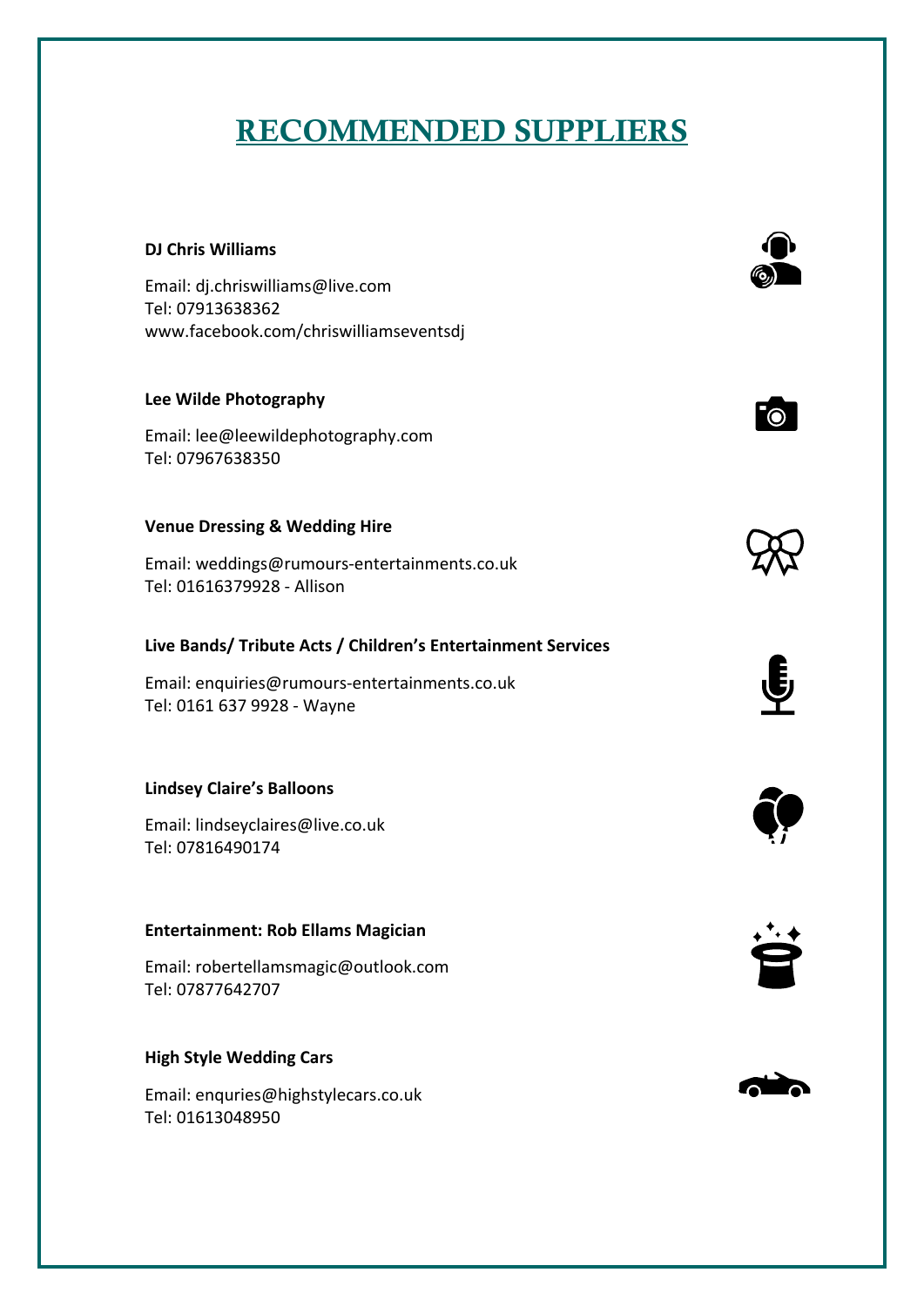# RECOMMENDED SUPPLIERS

**DJ Chris Williams**

Email: dj.chriswilliams@live.com
Tel: 07913638362
www.facebook.com/chriswilliamseventsdj

**Lee Wilde Photography**

Email: lee@leewildephotography.com
Tel: 07967638350

**Venue Dressing & Wedding Hire**

Email: weddings@rumours-entertainments.co.uk
Tel: 01616379928 - Allison

**Live Bands/ Tribute Acts / Children's Entertainment Services**

Email: enquiries@rumours-entertainments.co.uk
Tel: 0161 637 9928 - Wayne

**Lindsey Claire's Balloons**

Email: lindseyclaires@live.co.uk
Tel: 07816490174

**Entertainment: Rob Ellams Magician**

Email: robertellamsmagic@outlook.com
Tel: 07877642707

**High Style Wedding Cars**

Email: enquries@highstylecars.co.uk
Tel: 01613048950